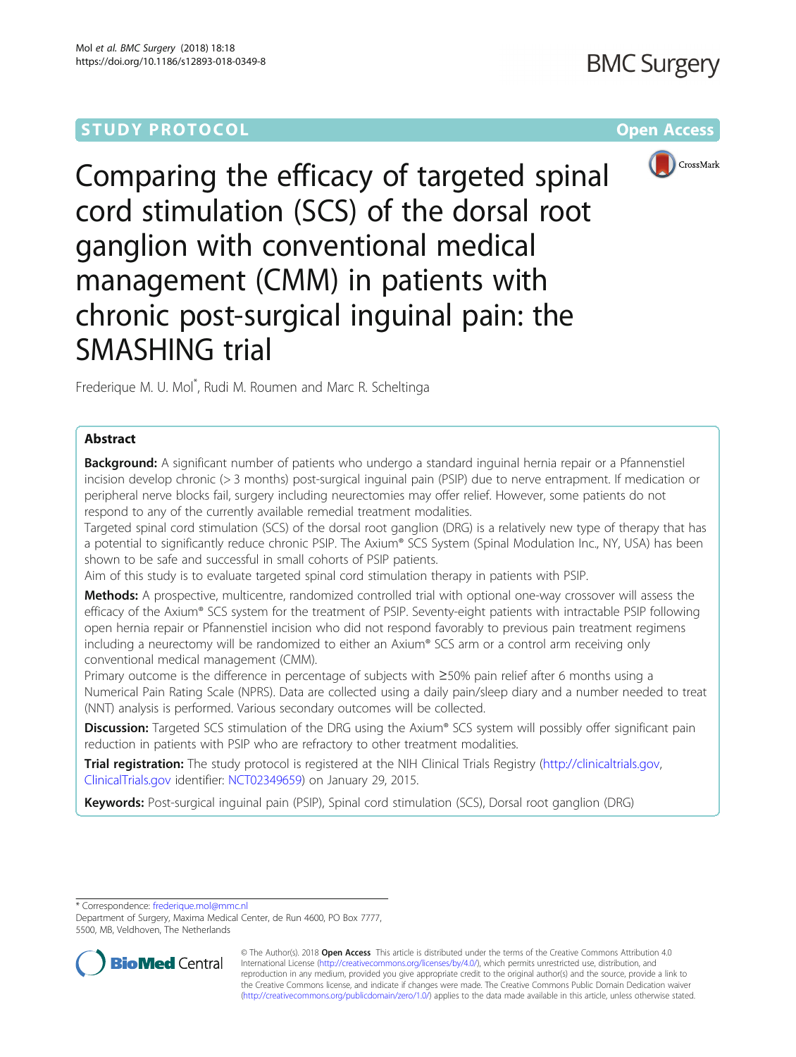STUDY PROTOCOL

Open Access

# Comparing the efficacy of targeted spinal cord stimulation (SCS) of the dorsal root ganglion with conventional medical management (CMM) in patients with chronic post-surgical inguinal pain: the SMASHING trial

Frederique M. U. Mol*, Rudi M. Roumen and Marc R. Scheltinga

## Abstract

**Background:** A significant number of patients who undergo a standard inguinal hernia repair or a Pfannenstiel incision develop chronic (> 3 months) post-surgical inguinal pain (PSIP) due to nerve entrapment. If medication or peripheral nerve blocks fail, surgery including neurectomies may offer relief. However, some patients do not respond to any of the currently available remedial treatment modalities.

Targeted spinal cord stimulation (SCS) of the dorsal root ganglion (DRG) is a relatively new type of therapy that has a potential to significantly reduce chronic PSIP. The Axium® SCS System (Spinal Modulation Inc., NY, USA) has been shown to be safe and successful in small cohorts of PSIP patients.

Aim of this study is to evaluate targeted spinal cord stimulation therapy in patients with PSIP.

**Methods:** A prospective, multicentre, randomized controlled trial with optional one-way crossover will assess the efficacy of the Axium® SCS system for the treatment of PSIP. Seventy-eight patients with intractable PSIP following open hernia repair or Pfannenstiel incision who did not respond favorably to previous pain treatment regimens including a neurectomy will be randomized to either an Axium® SCS arm or a control arm receiving only conventional medical management (CMM).

Primary outcome is the difference in percentage of subjects with ≥50% pain relief after 6 months using a Numerical Pain Rating Scale (NPRS). Data are collected using a daily pain/sleep diary and a number needed to treat (NNT) analysis is performed. Various secondary outcomes will be collected.

**Discussion:** Targeted SCS stimulation of the DRG using the Axium® SCS system will possibly offer significant pain reduction in patients with PSIP who are refractory to other treatment modalities.

**Trial registration:** The study protocol is registered at the NIH Clinical Trials Registry (http://clinicaltrials.gov, ClinicalTrials.gov identifier: NCT02349659) on January 29, 2015.

**Keywords:** Post-surgical inguinal pain (PSIP), Spinal cord stimulation (SCS), Dorsal root ganglion (DRG)

---

* Correspondence: frederique.mol@mmc.nl
Department of Surgery, Maxima Medical Center, de Run 4600, PO Box 7777, 5500, MB, Veldhoven, The Netherlands

© The Author(s). 2018 **Open Access** This article is distributed under the terms of the Creative Commons Attribution 4.0 International License (http://creativecommons.org/licenses/by/4.0/), which permits unrestricted use, distribution, and reproduction in any medium, provided you give appropriate credit to the original author(s) and the source, provide a link to the Creative Commons license, and indicate if changes were made. The Creative Commons Public Domain Dedication waiver (http://creativecommons.org/publicdomain/zero/1.0/) applies to the data made available in this article, unless otherwise stated.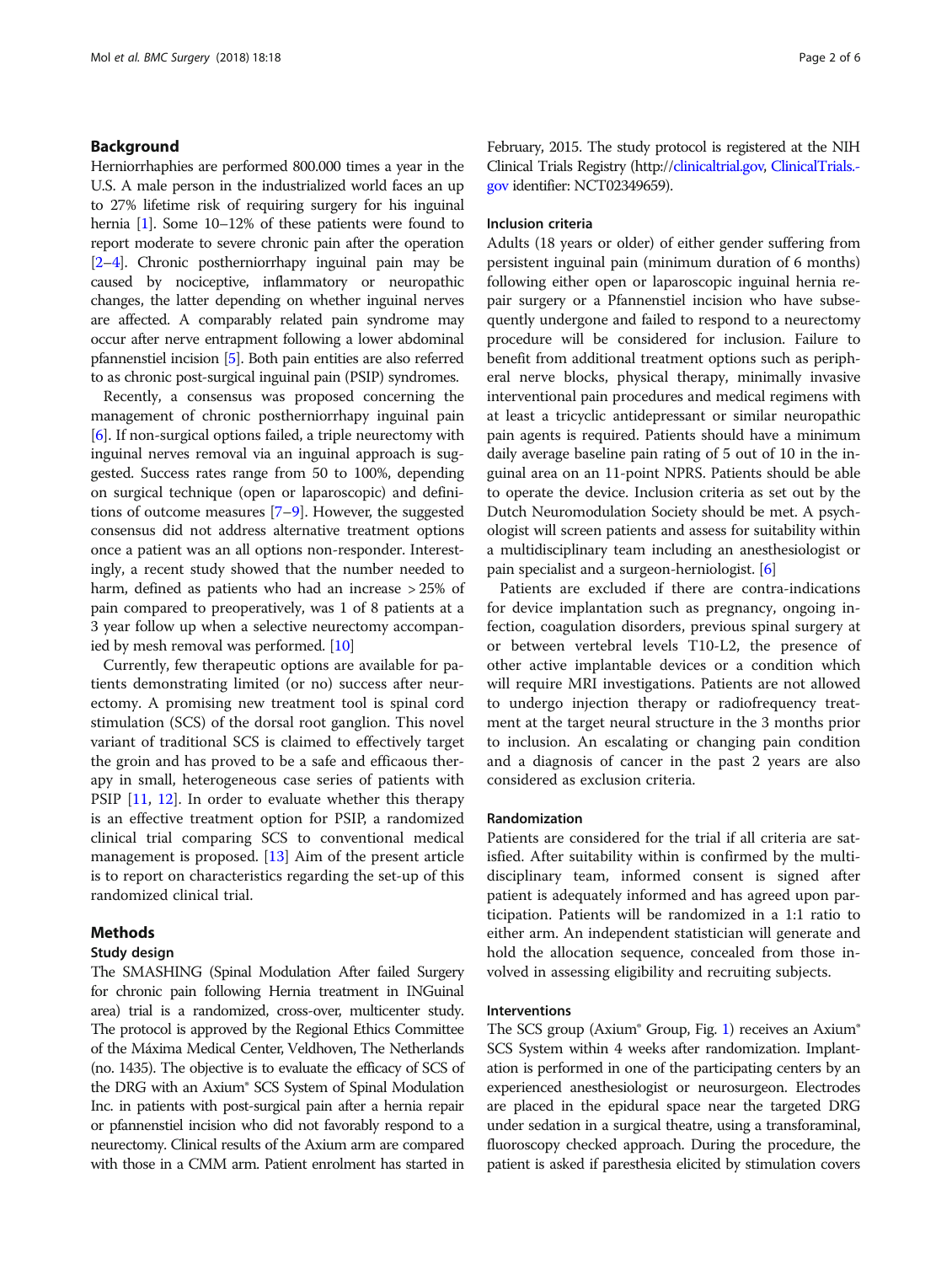## Background

Herniorrhaphies are performed 800.000 times a year in the U.S. A male person in the industrialized world faces an up to 27% lifetime risk of requiring surgery for his inguinal hernia [1]. Some 10–12% of these patients were found to report moderate to severe chronic pain after the operation [2–4]. Chronic postherniorrhapy inguinal pain may be caused by nociceptive, inflammatory or neuropathic changes, the latter depending on whether inguinal nerves are affected. A comparably related pain syndrome may occur after nerve entrapment following a lower abdominal pfannenstiel incision [5]. Both pain entities are also referred to as chronic post-surgical inguinal pain (PSIP) syndromes.

Recently, a consensus was proposed concerning the management of chronic postherniorrhapy inguinal pain [6]. If non-surgical options failed, a triple neurectomy with inguinal nerves removal via an inguinal approach is suggested. Success rates range from 50 to 100%, depending on surgical technique (open or laparoscopic) and definitions of outcome measures [7–9]. However, the suggested consensus did not address alternative treatment options once a patient was an all options non-responder. Interestingly, a recent study showed that the number needed to harm, defined as patients who had an increase > 25% of pain compared to preoperatively, was 1 of 8 patients at a 3 year follow up when a selective neurectomy accompanied by mesh removal was performed. [10]

Currently, few therapeutic options are available for patients demonstrating limited (or no) success after neurectomy. A promising new treatment tool is spinal cord stimulation (SCS) of the dorsal root ganglion. This novel variant of traditional SCS is claimed to effectively target the groin and has proved to be a safe and efficacous therapy in small, heterogeneous case series of patients with PSIP [11, 12]. In order to evaluate whether this therapy is an effective treatment option for PSIP, a randomized clinical trial comparing SCS to conventional medical management is proposed. [13] Aim of the present article is to report on characteristics regarding the set-up of this randomized clinical trial.

## Methods

### Study design

The SMASHING (Spinal Modulation After failed Surgery for cHronic pain following Hernia treatment in INGuinal area) trial is a randomized, cross-over, multicenter study. The protocol is approved by the Regional Ethics Committee of the Máxima Medical Center, Veldhoven, The Netherlands (no. 1435). The objective is to evaluate the efficacy of SCS of the DRG with an Axium® SCS System of Spinal Modulation Inc. in patients with post-surgical pain after a hernia repair or pfannenstiel incision who did not favorably respond to a neurectomy. Clinical results of the Axium arm are compared with those in a CMM arm. Patient enrolment has started in February, 2015. The study protocol is registered at the NIH Clinical Trials Registry (http://clinicaltrial.gov, ClinicalTrials.gov identifier: NCT02349659).

### Inclusion criteria

Adults (18 years or older) of either gender suffering from persistent inguinal pain (minimum duration of 6 months) following either open or laparoscopic inguinal hernia repair surgery or a Pfannenstiel incision who have subsequently undergone and failed to respond to a neurectomy procedure will be considered for inclusion. Failure to benefit from additional treatment options such as peripheral nerve blocks, physical therapy, minimally invasive interventional pain procedures and medical regimens with at least a tricyclic antidepressant or similar neuropathic pain agents is required. Patients should have a minimum daily average baseline pain rating of 5 out of 10 in the inguinal area on an 11-point NPRS. Patients should be able to operate the device. Inclusion criteria as set out by the Dutch Neuromodulation Society should be met. A psychologist will screen patients and assess for suitability within a multidisciplinary team including an anesthesiologist or pain specialist and a surgeon-herniologist. [6]

Patients are excluded if there are contra-indications for device implantation such as pregnancy, ongoing infection, coagulation disorders, previous spinal surgery at or between vertebral levels T10-L2, the presence of other active implantable devices or a condition which will require MRI investigations. Patients are not allowed to undergo injection therapy or radiofrequency treatment at the target neural structure in the 3 months prior to inclusion. An escalating or changing pain condition and a diagnosis of cancer in the past 2 years are also considered as exclusion criteria.

### Randomization

Patients are considered for the trial if all criteria are satisfied. After suitability within is confirmed by the multidisciplinary team, informed consent is signed after patient is adequately informed and has agreed upon participation. Patients will be randomized in a 1:1 ratio to either arm. An independent statistician will generate and hold the allocation sequence, concealed from those involved in assessing eligibility and recruiting subjects.

### Interventions

The SCS group (Axium® Group, Fig. 1) receives an Axium® SCS System within 4 weeks after randomization. Implantation is performed in one of the participating centers by an experienced anesthesiologist or neurosurgeon. Electrodes are placed in the epidural space near the targeted DRG under sedation in a surgical theatre, using a transforaminal, fluoroscopy checked approach. During the procedure, the patient is asked if paresthesia elicited by stimulation covers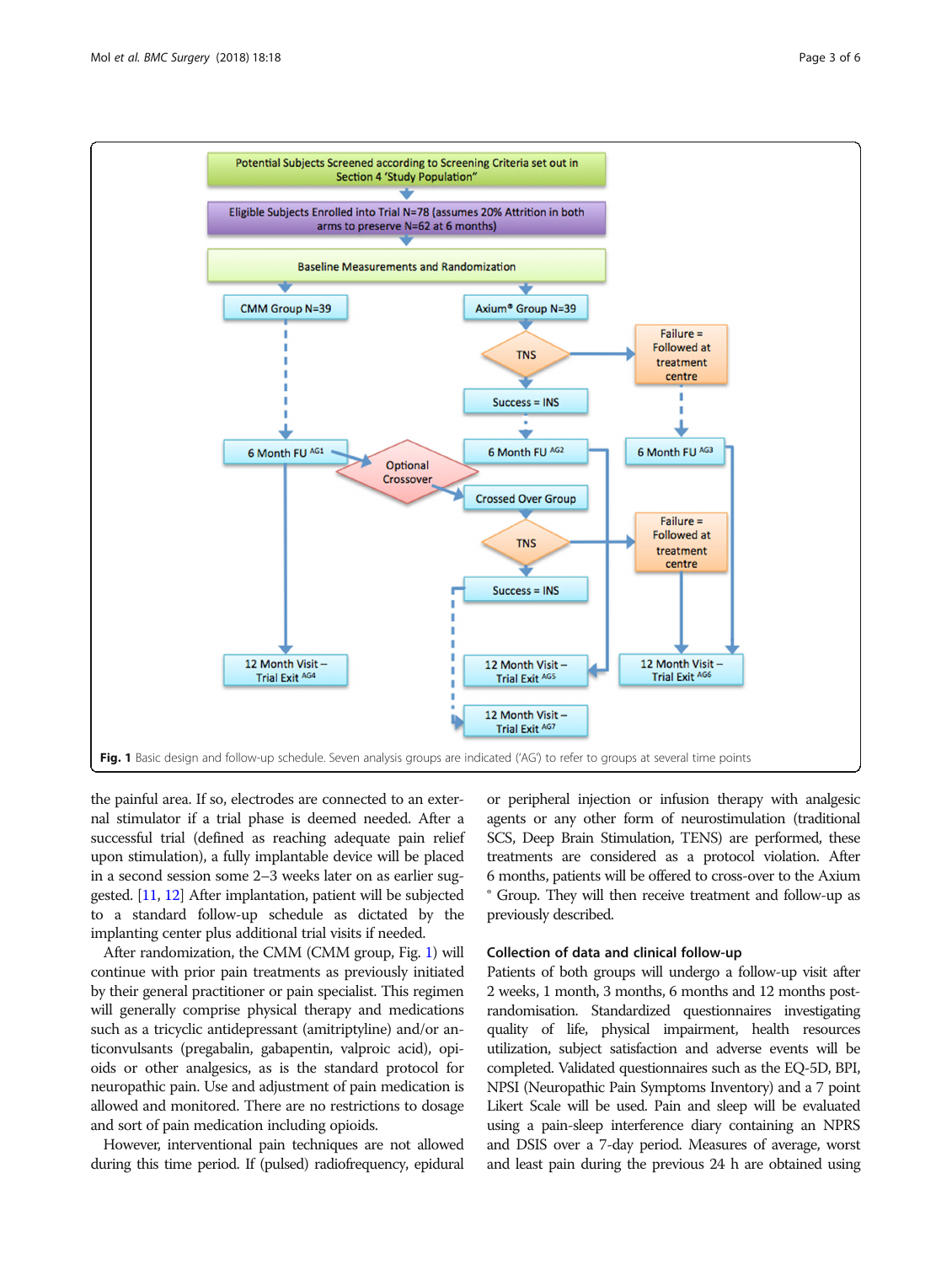Fig. 1 Basic design and follow-up schedule. Seven analysis groups are indicated ('AG') to refer to groups at several time points

the painful area. If so, electrodes are connected to an external stimulator if a trial phase is deemed needed. After a successful trial (defined as reaching adequate pain relief upon stimulation), a fully implantable device will be placed in a second session some 2–3 weeks later on as earlier suggested. [11, 12] After implantation, patient will be subjected to a standard follow-up schedule as dictated by the implanting center plus additional trial visits if needed.

After randomization, the CMM (CMM group, Fig. 1) will continue with prior pain treatments as previously initiated by their general practitioner or pain specialist. This regimen will generally comprise physical therapy and medications such as a tricyclic antidepressant (amitriptyline) and/or anticonvulsants (pregabalin, gabapentin, valproic acid), opioids or other analgesics, as is the standard protocol for neuropathic pain. Use and adjustment of pain medication is allowed and monitored. There are no restrictions to dosage and sort of pain medication including opioids.

However, interventional pain techniques are not allowed during this time period. If (pulsed) radiofrequency, epidural or peripheral injection or infusion therapy with analgesic agents or any other form of neurostimulation (traditional SCS, Deep Brain Stimulation, TENS) are performed, these treatments are considered as a protocol violation. After 6 months, patients will be offered to cross-over to the Axium ® Group. They will then receive treatment and follow-up as previously described.

## Collection of data and clinical follow-up

Patients of both groups will undergo a follow-up visit after 2 weeks, 1 month, 3 months, 6 months and 12 months post-randomisation. Standardized questionnaires investigating quality of life, physical impairment, health resources utilization, subject satisfaction and adverse events will be completed. Validated questionnaires such as the EQ-5D, BPI, NPSI (Neuropathic Pain Symptoms Inventory) and a 7 point Likert Scale will be used. Pain and sleep will be evaluated using a pain-sleep interference diary containing an NPRS and DSIS over a 7-day period. Measures of average, worst and least pain during the previous 24 h are obtained using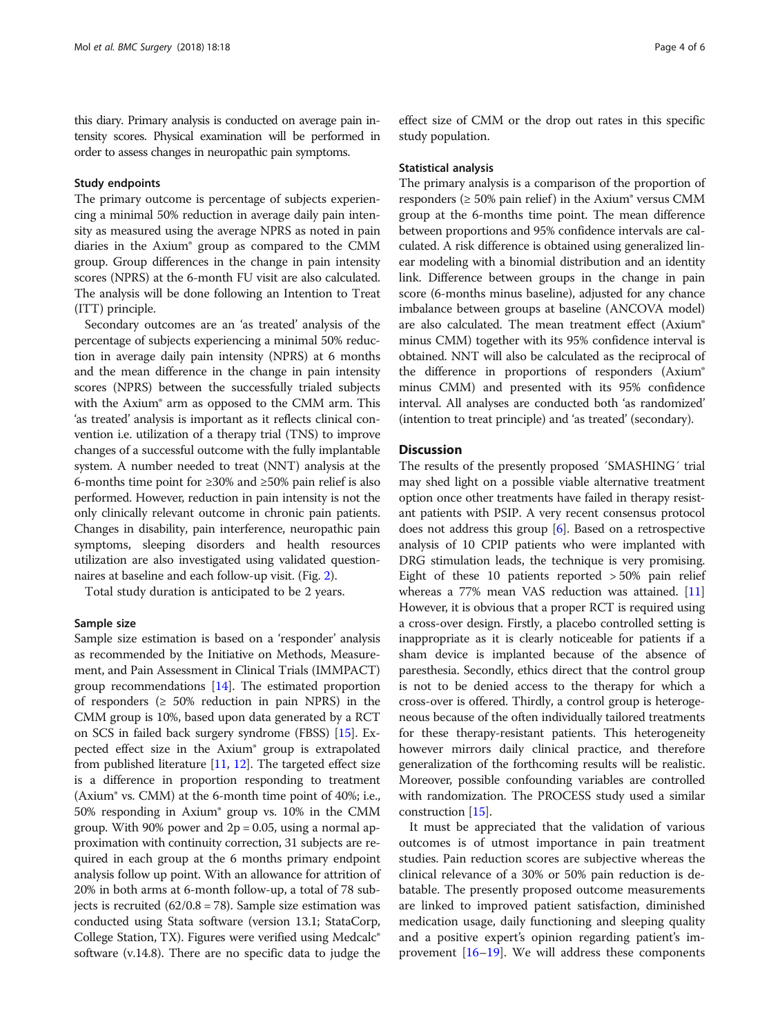this diary. Primary analysis is conducted on average pain intensity scores. Physical examination will be performed in order to assess changes in neuropathic pain symptoms.

### Study endpoints

The primary outcome is percentage of subjects experiencing a minimal 50% reduction in average daily pain intensity as measured using the average NPRS as noted in pain diaries in the Axium® group as compared to the CMM group. Group differences in the change in pain intensity scores (NPRS) at the 6-month FU visit are also calculated. The analysis will be done following an Intention to Treat (ITT) principle.

Secondary outcomes are an 'as treated' analysis of the percentage of subjects experiencing a minimal 50% reduction in average daily pain intensity (NPRS) at 6 months and the mean difference in the change in pain intensity scores (NPRS) between the successfully trialed subjects with the Axium® arm as opposed to the CMM arm. This 'as treated' analysis is important as it reflects clinical convention i.e. utilization of a therapy trial (TNS) to improve changes of a successful outcome with the fully implantable system. A number needed to treat (NNT) analysis at the 6-months time point for ≥30% and ≥50% pain relief is also performed. However, reduction in pain intensity is not the only clinically relevant outcome in chronic pain patients. Changes in disability, pain interference, neuropathic pain symptoms, sleeping disorders and health resources utilization are also investigated using validated questionnaires at baseline and each follow-up visit. (Fig. 2).

Total study duration is anticipated to be 2 years.

### Sample size

Sample size estimation is based on a 'responder' analysis as recommended by the Initiative on Methods, Measurement, and Pain Assessment in Clinical Trials (IMMPACT) group recommendations [14]. The estimated proportion of responders (≥ 50% reduction in pain NPRS) in the CMM group is 10%, based upon data generated by a RCT on SCS in failed back surgery syndrome (FBSS) [15]. Expected effect size in the Axium® group is extrapolated from published literature [11, 12]. The targeted effect size is a difference in proportion responding to treatment (Axium® vs. CMM) at the 6-month time point of 40%; i.e., 50% responding in Axium® group vs. 10% in the CMM group. With 90% power and $2p = 0.05$, using a normal approximation with continuity correction, 31 subjects are required in each group at the 6 months primary endpoint analysis follow up point. With an allowance for attrition of 20% in both arms at 6-month follow-up, a total of 78 subjects is recruited ($62/0.8 = 78$). Sample size estimation was conducted using Stata software (version 13.1; StataCorp, College Station, TX). Figures were verified using Medcalc® software (v.14.8). There are no specific data to judge the effect size of CMM or the drop out rates in this specific study population.

### Statistical analysis

The primary analysis is a comparison of the proportion of responders (≥ 50% pain relief) in the Axium® versus CMM group at the 6-months time point. The mean difference between proportions and 95% confidence intervals are calculated. A risk difference is obtained using generalized linear modeling with a binomial distribution and an identity link. Difference between groups in the change in pain score (6-months minus baseline), adjusted for any chance imbalance between groups at baseline (ANCOVA model) are also calculated. The mean treatment effect (Axium® minus CMM) together with its 95% confidence interval is obtained. NNT will also be calculated as the reciprocal of the difference in proportions of responders (Axium® minus CMM) and presented with its 95% confidence interval. All analyses are conducted both 'as randomized' (intention to treat principle) and 'as treated' (secondary).

## Discussion

The results of the presently proposed ´SMASHING´ trial may shed light on a possible viable alternative treatment option once other treatments have failed in therapy resistant patients with PSIP. A very recent consensus protocol does not address this group [6]. Based on a retrospective analysis of 10 CPIP patients who were implanted with DRG stimulation leads, the technique is very promising. Eight of these 10 patients reported > 50% pain relief whereas a 77% mean VAS reduction was attained. [11] However, it is obvious that a proper RCT is required using a cross-over design. Firstly, a placebo controlled setting is inappropriate as it is clearly noticeable for patients if a sham device is implanted because of the absence of paresthesia. Secondly, ethics direct that the control group is not to be denied access to the therapy for which a cross-over is offered. Thirdly, a control group is heterogeneous because of the often individually tailored treatments for these therapy-resistant patients. This heterogeneity however mirrors daily clinical practice, and therefore generalization of the forthcoming results will be realistic. Moreover, possible confounding variables are controlled with randomization. The PROCESS study used a similar construction [15].

It must be appreciated that the validation of various outcomes is of utmost importance in pain treatment studies. Pain reduction scores are subjective whereas the clinical relevance of a 30% or 50% pain reduction is debatable. The presently proposed outcome measurements are linked to improved patient satisfaction, diminished medication usage, daily functioning and sleeping quality and a positive expert's opinion regarding patient's improvement [16–19]. We will address these components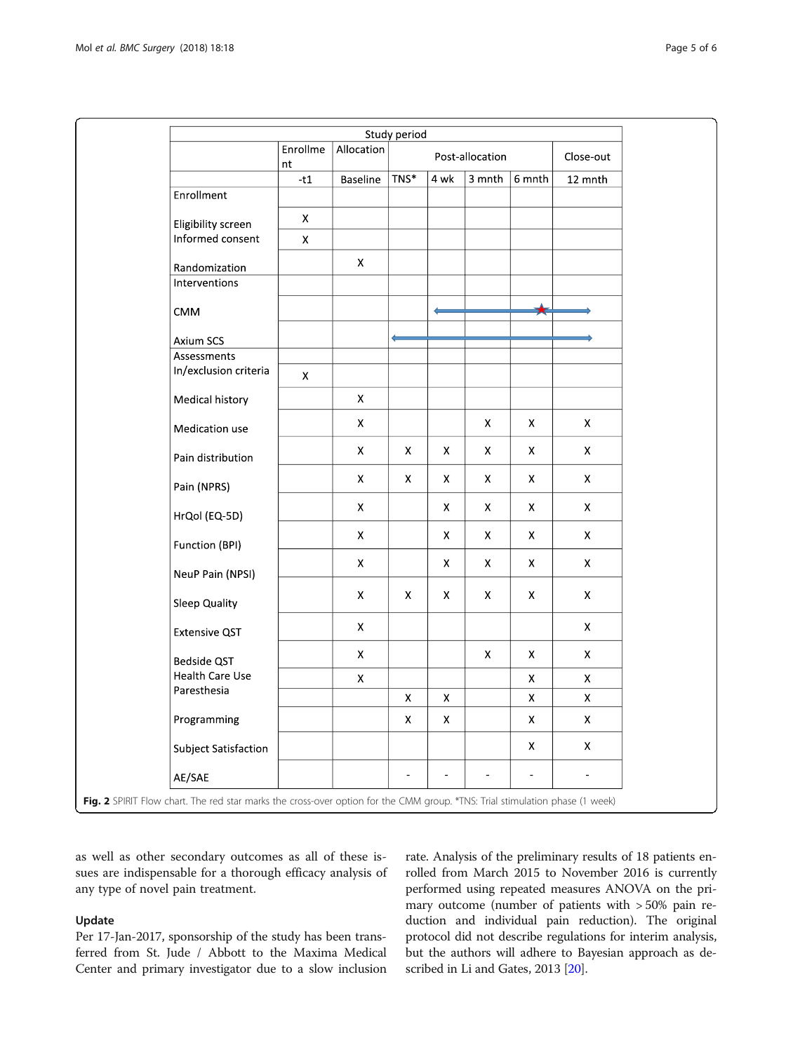| Study period | | | | | | | |
|---|---|---|---|---|---|---|---|
| | Enrollment | Allocation | Post-allocation | | | | Close-out |
| | -t1 | Baseline | TNS* | 4 wk | 3 mnth | 6 mnth | 12 mnth |
| Enrollment | | | | | | | |
| Eligibility screen | X | | | | | | |
| Informed consent | X | | | | | | |
| Randomization | | X | | | | | |
| Interventions | | | | | | | |
| CMM | | | | ← | — | — ★ | → |
| Axium SCS | | | ← | — | — | — | → |
| Assessments | | | | | | | |
| In/exclusion criteria | X | | | | | | |
| Medical history | | X | | | | | |
| Medication use | | X | | | X | X | X |
| Pain distribution | | X | X | X | X | X | X |
| Pain (NPRS) | | X | X | X | X | X | X |
| HrQol (EQ-5D) | | X | | X | X | X | X |
| Function (BPI) | | X | | X | X | X | X |
| NeuP Pain (NPSI) | | X | | X | X | X | X |
| Sleep Quality | | X | X | X | X | X | X |
| Extensive QST | | X | | | | | X |
| Bedside QST | | X | | | X | X | X |
| Health Care Use | | X | | | | X | X |
| Paresthesia | | | X | X | | X | X |
| Programming | | | X | X | | X | X |
| Subject Satisfaction | | | | | | X | X |
| AE/SAE | | | - | - | - | - | - |

**Fig. 2** SPIRIT Flow chart. The red star marks the cross-over option for the CMM group. *TNS: Trial stimulation phase (1 week)

as well as other secondary outcomes as all of these issues are indispensable for a thorough efficacy analysis of any type of novel pain treatment.

## Update

Per 17-Jan-2017, sponsorship of the study has been transferred from St. Jude / Abbott to the Maxima Medical Center and primary investigator due to a slow inclusion rate. Analysis of the preliminary results of 18 patients enrolled from March 2015 to November 2016 is currently performed using repeated measures ANOVA on the primary outcome (number of patients with > 50% pain reduction and individual pain reduction). The original protocol did not describe regulations for interim analysis, but the authors will adhere to Bayesian approach as described in Li and Gates, 2013 [20].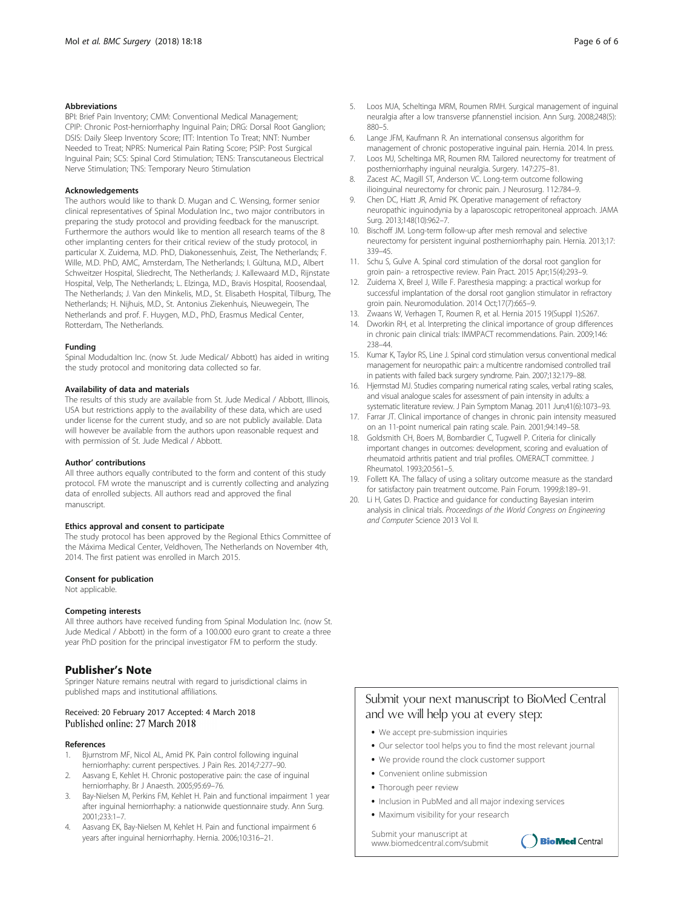### Abbreviations

BPI: Brief Pain Inventory; CMM: Conventional Medical Management; CPIP: Chronic Post-herniorrhaphy Inguinal Pain; DRG: Dorsal Root Ganglion; DSIS: Daily Sleep Inventory Score; ITT: Intention To Treat; NNT: Number Needed to Treat; NPRS: Numerical Pain Rating Score; PSIP: Post Surgical Inguinal Pain; SCS: Spinal Cord Stimulation; TENS: Transcutaneous Electrical Nerve Stimulation; TNS: Temporary Neuro Stimulation

### Acknowledgements

The authors would like to thank D. Mugan and C. Wensing, former senior clinical representatives of Spinal Modulation Inc., two major contributors in preparing the study protocol and providing feedback for the manuscript. Furthermore the authors would like to mention all research teams of the 8 other implanting centers for their critical review of the study protocol, in particular X. Zuidema, M.D. PhD, Diakonessenhuis, Zeist, The Netherlands; F. Wille, M.D. PhD, AMC, Amsterdam, The Netherlands; I. Gültuna, M.D., Albert Schweitzer Hospital, Sliedrecht, The Netherlands; J. Kallewaard M.D., Rijnstate Hospital, Velp, The Netherlands; L. Elzinga, M.D., Bravis Hospital, Roosendaal, The Netherlands; J. Van den Minkelis, M.D., St. Elisabeth Hospital, Tilburg, The Netherlands; H. Nijhuis, M.D., St. Antonius Ziekenhuis, Nieuwegein, The Netherlands and prof. F. Huygen, M.D., PhD, Erasmus Medical Center, Rotterdam, The Netherlands.

### Funding

Spinal Modudaltion Inc. (now St. Jude Medical/ Abbott) has aided in writing the study protocol and monitoring data collected so far.

### Availability of data and materials

The results of this study are available from St. Jude Medical / Abbott, Illinois, USA but restrictions apply to the availability of these data, which are used under license for the current study, and so are not publicly available. Data will however be available from the authors upon reasonable request and with permission of St. Jude Medical / Abbott.

### Author' contributions

All three authors equally contributed to the form and content of this study protocol. FM wrote the manuscript and is currently collecting and analyzing data of enrolled subjects. All authors read and approved the final manuscript.

### Ethics approval and consent to participate

The study protocol has been approved by the Regional Ethics Committee of the Máxima Medical Center, Veldhoven, The Netherlands on November 4th, 2014. The first patient was enrolled in March 2015.

### Consent for publication

Not applicable.

### Competing interests

All three authors have received funding from Spinal Modulation Inc. (now St. Jude Medical / Abbott) in the form of a 100.000 euro grant to create a three year PhD position for the principal investigator FM to perform the study.

## Publisher's Note

Springer Nature remains neutral with regard to jurisdictional claims in published maps and institutional affiliations.

Received: 20 February 2017 Accepted: 4 March 2018
Published online: 27 March 2018

### References

1. Bjurnstrom MF, Nicol AL, Amid PK. Pain control following inguinal herniorrhaphy: current perspectives. J Pain Res. 2014;7:277–90.
2. Aasvang E, Kehlet H. Chronic postoperative pain: the case of inguinal herniorrhaphy. Br J Anaesth. 2005;95:69–76.
3. Bay-Nielsen M, Perkins FM, Kehlet H. Pain and functional impairment 1 year after inguinal herniorrhaphy: a nationwide questionnaire study. Ann Surg. 2001;233:1–7.
4. Aasvang EK, Bay-Nielsen M, Kehlet H. Pain and functional impairment 6 years after inguinal herniorrhaphy. Hernia. 2006;10:316–21.
5. Loos MJA, Scheltinga MRM, Roumen RMH. Surgical management of inguinal neuralgia after a low transverse pfannenstiel incision. Ann Surg. 2008;248(5): 880–5.
6. Lange JFM, Kaufmann R. An international consensus algorithm for management of chronic postoperative inguinal pain. Hernia. 2014. In press.
7. Loos MJ, Scheltinga MR, Roumen RM. Tailored neurectomy for treatment of postherniorrhaphy inguinal neuralgia. Surgery. 147:275–81.
8. Zacest AC, Magill ST, Anderson VC. Long-term outcome following ilioinguinal neurectomy for chronic pain. J Neurosurg. 112:784–9.
9. Chen DC, Hiatt JR, Amid PK. Operative management of refractory neuropathic inguinodynia by a laparoscopic retroperitoneal approach. JAMA Surg. 2013;148(10):962–7.
10. Bischoff JM. Long-term follow-up after mesh removal and selective neurectomy for persistent inguinal postherniorrhaphy pain. Hernia. 2013;17: 339–45.
11. Schu S, Gulve A. Spinal cord stimulation of the dorsal root ganglion for groin pain- a retrospective review. Pain Pract. 2015 Apr;15(4):293–9.
12. Zuidema X, Breel J, Wille F. Paresthesia mapping: a practical workup for successful implantation of the dorsal root ganglion stimulator in refractory groin pain. Neuromodulation. 2014 Oct;17(7):665–9.
13. Zwaans W, Verhagen T, Roumen R, et al. Hernia 2015 19(Suppl 1):S267.
14. Dworkin RH, et al. Interpreting the clinical importance of group differences in chronic pain clinical trials: IMMPACT recommendations. Pain. 2009;146: 238–44.
15. Kumar K, Taylor RS, Line J. Spinal cord stimulation versus conventional medical management for neuropathic pain: a multicentre randomised controlled trail in patients with failed back surgery syndrome. Pain. 2007;132:179–88.
16. Hjermstad MJ. Studies comparing numerical rating scales, verbal rating scales, and visual analogue scales for assessment of pain intensity in adults: a systematic literature review. J Pain Symptom Manag. 2011 Jun;41(6):1073–93.
17. Farrar JT. Clinical importance of changes in chronic pain intensity measured on an 11-point numerical pain rating scale. Pain. 2001;94:149–58.
18. Goldsmith CH, Boers M, Bombardier C, Tugwell P. Criteria for clinically important changes in outcomes: development, scoring and evaluation of rheumatoid arthritis patient and trial profiles. OMERACT committee. J Rheumatol. 1993;20:561–5.
19. Follett KA. The fallacy of using a solitary outcome measure as the standard for satisfactory pain treatment outcome. Pain Forum. 1999;8:189–91.
20. Li H, Gates D. Practice and guidance for conducting Bayesian interim analysis in clinical trials. *Proceedings of the World Congress on Engineering and Computer* Science 2013 Vol II.

Submit your next manuscript to BioMed Central and we will help you at every step:

- We accept pre-submission inquiries
- Our selector tool helps you to find the most relevant journal
- We provide round the clock customer support
- Convenient online submission
- Thorough peer review
- Inclusion in PubMed and all major indexing services
- Maximum visibility for your research

Submit your manuscript at
www.biomedcentral.com/submit

BioMed Central